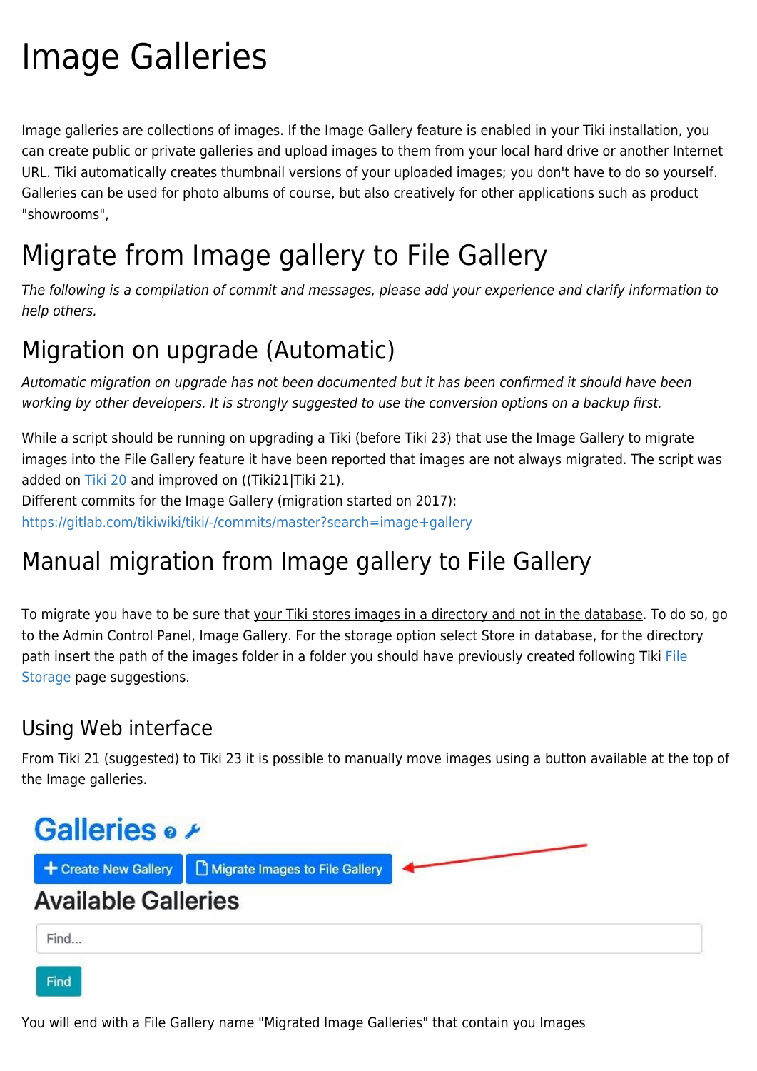# Image Galleries

Image galleries are collections of images. If the Image Gallery feature is enabled in your Tiki installation, you can create public or private galleries and upload images to them from your local hard drive or another Internet URL. Tiki automatically creates thumbnail versions of your uploaded images; you don't have to do so yourself. Galleries can be used for photo albums of course, but also creatively for other applications such as product "showrooms",

# Migrate from Image gallery to File Gallery

*The following is a compilation of commit and messages, please add your experience and clarify information to help others.*

## Migration on upgrade (Automatic)

*Automatic migration on upgrade has not been documented but it has been confirmed it should have been working by other developers. It is strongly suggested to use the conversion options on a backup first.*

While a script should be running on upgrading a Tiki (before Tiki 23) that use the Image Gallery to migrate images into the File Gallery feature it have been reported that images are not always migrated. The script was added on Tiki 20 and improved on ((Tiki21|Tiki 21).
Different commits for the Image Gallery (migration started on 2017):
https://gitlab.com/tikiwiki/tiki/-/commits/master?search=image+gallery

# Manual migration from Image gallery to File Gallery

To migrate you have to be sure that your Tiki stores images in a directory and not in the database. To do so, go to the Admin Control Panel, Image Gallery. For the storage option select Store in database, for the directory path insert the path of the images folder in a folder you should have previously created following Tiki File Storage page suggestions.

## Using Web interface

From Tiki 21 (suggested) to Tiki 23 it is possible to manually move images using a button available at the top of the Image galleries.

**Galleries**

+ Create New Gallery | Migrate Images to File Gallery

**Available Galleries**

Find...

Find

You will end with a File Gallery name "Migrated Image Galleries" that contain you Images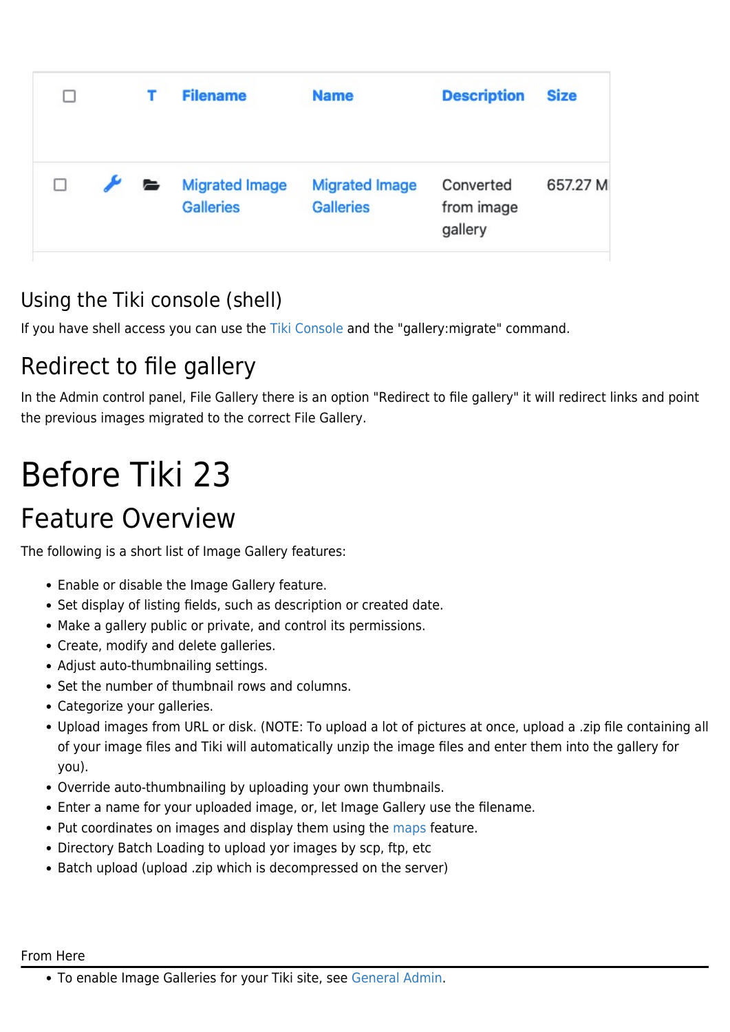| | | T | Filename | Name | Description | Size |
|---|---|---|---|---|---|---|
| ☐ | 🔧 | 📂 | Migrated Image Galleries | Migrated Image Galleries | Converted from image gallery | 657.27 M |

## Using the Tiki console (shell)

If you have shell access you can use the Tiki Console and the "gallery:migrate" command.

## Redirect to file gallery

In the Admin control panel, File Gallery there is an option "Redirect to file gallery" it will redirect links and point the previous images migrated to the correct File Gallery.

# Before Tiki 23

## Feature Overview

The following is a short list of Image Gallery features:

- Enable or disable the Image Gallery feature.
- Set display of listing fields, such as description or created date.
- Make a gallery public or private, and control its permissions.
- Create, modify and delete galleries.
- Adjust auto-thumbnailing settings.
- Set the number of thumbnail rows and columns.
- Categorize your galleries.
- Upload images from URL or disk. (NOTE: To upload a lot of pictures at once, upload a .zip file containing all of your image files and Tiki will automatically unzip the image files and enter them into the gallery for you).
- Override auto-thumbnailing by uploading your own thumbnails.
- Enter a name for your uploaded image, or, let Image Gallery use the filename.
- Put coordinates on images and display them using the maps feature.
- Directory Batch Loading to upload yor images by scp, ftp, etc
- Batch upload (upload .zip which is decompressed on the server)

From Here

---

- To enable Image Galleries for your Tiki site, see General Admin.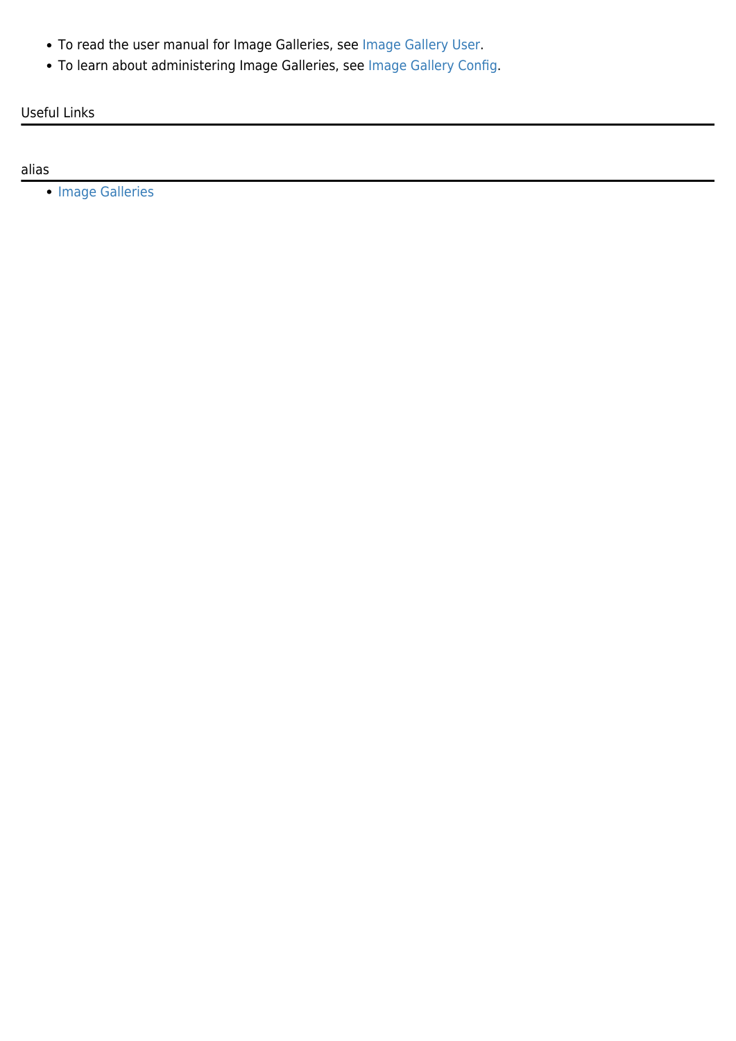- To read the user manual for Image Galleries, see Image Gallery User.
- To learn about administering Image Galleries, see Image Gallery Config.

## Useful Links

## alias

- Image Galleries